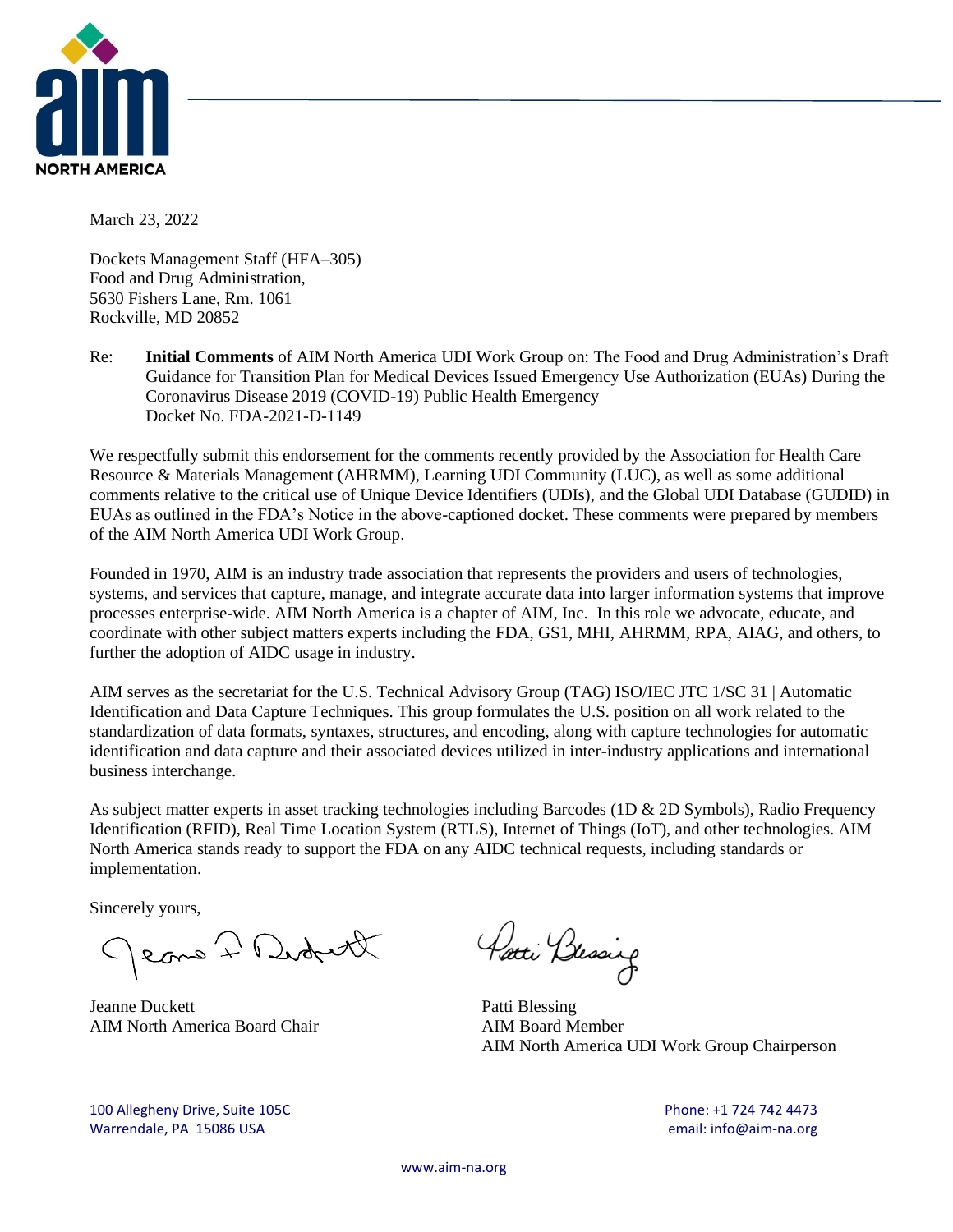AIM NORTH AMERICA

March 23, 2022

Dockets Management Staff (HFA–305)
Food and Drug Administration,
5630 Fishers Lane, Rm. 1061
Rockville, MD 20852

Re: **Initial Comments** of AIM North America UDI Work Group on: The Food and Drug Administration's Draft Guidance for Transition Plan for Medical Devices Issued Emergency Use Authorization (EUAs) During the Coronavirus Disease 2019 (COVID-19) Public Health Emergency
Docket No. FDA-2021-D-1149

We respectfully submit this endorsement for the comments recently provided by the Association for Health Care Resource & Materials Management (AHRMM), Learning UDI Community (LUC), as well as some additional comments relative to the critical use of Unique Device Identifiers (UDIs), and the Global UDI Database (GUDID) in EUAs as outlined in the FDA's Notice in the above-captioned docket. These comments were prepared by members of the AIM North America UDI Work Group.

Founded in 1970, AIM is an industry trade association that represents the providers and users of technologies, systems, and services that capture, manage, and integrate accurate data into larger information systems that improve processes enterprise-wide. AIM North America is a chapter of AIM, Inc. In this role we advocate, educate, and coordinate with other subject matters experts including the FDA, GS1, MHI, AHRMM, RPA, AIAG, and others, to further the adoption of AIDC usage in industry.

AIM serves as the secretariat for the U.S. Technical Advisory Group (TAG) ISO/IEC JTC 1/SC 31 | Automatic Identification and Data Capture Techniques. This group formulates the U.S. position on all work related to the standardization of data formats, syntaxes, structures, and encoding, along with capture technologies for automatic identification and data capture and their associated devices utilized in inter-industry applications and international business interchange.

As subject matter experts in asset tracking technologies including Barcodes (1D & 2D Symbols), Radio Frequency Identification (RFID), Real Time Location System (RTLS), Internet of Things (IoT), and other technologies. AIM North America stands ready to support the FDA on any AIDC technical requests, including standards or implementation.

Sincerely yours,

Jeanne Duckett
AIM North America Board Chair

Patti Blessing
AIM Board Member
AIM North America UDI Work Group Chairperson

100 Allegheny Drive, Suite 105C
Warrendale, PA 15086 USA

Phone: +1 724 742 4473
email: info@aim-na.org

www.aim-na.org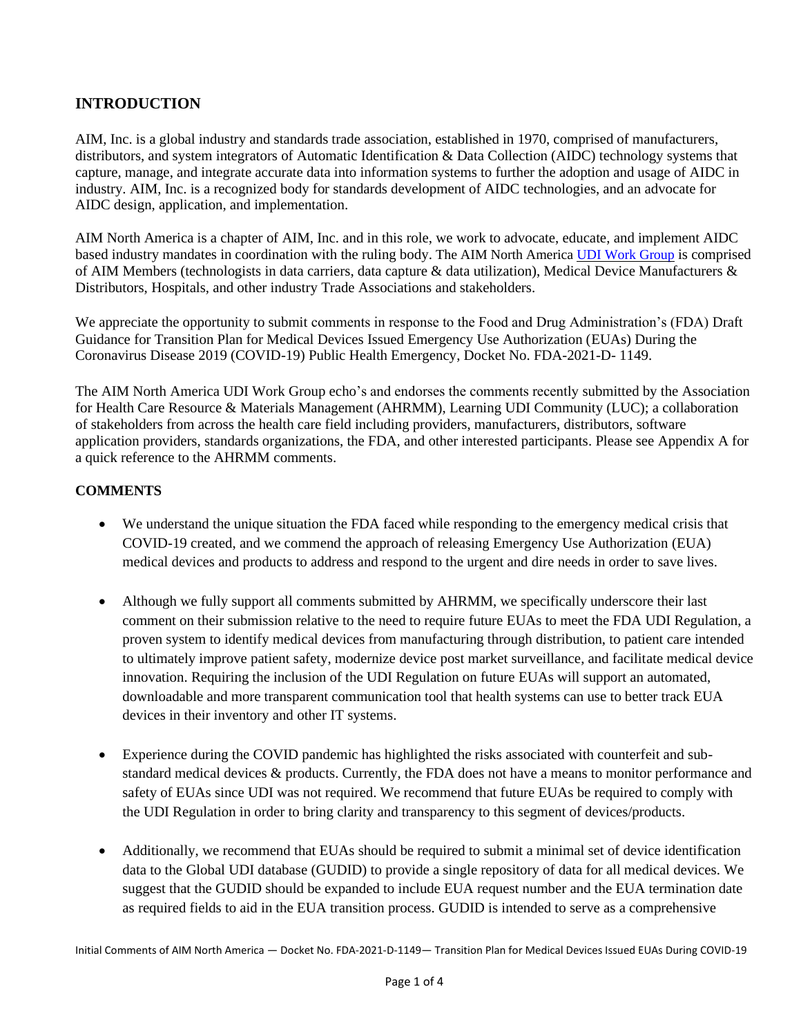## INTRODUCTION

AIM, Inc. is a global industry and standards trade association, established in 1970, comprised of manufacturers, distributors, and system integrators of Automatic Identification & Data Collection (AIDC) technology systems that capture, manage, and integrate accurate data into information systems to further the adoption and usage of AIDC in industry. AIM, Inc. is a recognized body for standards development of AIDC technologies, and an advocate for AIDC design, application, and implementation.

AIM North America is a chapter of AIM, Inc. and in this role, we work to advocate, educate, and implement AIDC based industry mandates in coordination with the ruling body. The AIM North America UDI Work Group is comprised of AIM Members (technologists in data carriers, data capture & data utilization), Medical Device Manufacturers & Distributors, Hospitals, and other industry Trade Associations and stakeholders.

We appreciate the opportunity to submit comments in response to the Food and Drug Administration's (FDA) Draft Guidance for Transition Plan for Medical Devices Issued Emergency Use Authorization (EUAs) During the Coronavirus Disease 2019 (COVID-19) Public Health Emergency, Docket No. FDA-2021-D- 1149.

The AIM North America UDI Work Group echo's and endorses the comments recently submitted by the Association for Health Care Resource & Materials Management (AHRMM), Learning UDI Community (LUC); a collaboration of stakeholders from across the health care field including providers, manufacturers, distributors, software application providers, standards organizations, the FDA, and other interested participants. Please see Appendix A for a quick reference to the AHRMM comments.

### COMMENTS

- We understand the unique situation the FDA faced while responding to the emergency medical crisis that COVID-19 created, and we commend the approach of releasing Emergency Use Authorization (EUA) medical devices and products to address and respond to the urgent and dire needs in order to save lives.
- Although we fully support all comments submitted by AHRMM, we specifically underscore their last comment on their submission relative to the need to require future EUAs to meet the FDA UDI Regulation, a proven system to identify medical devices from manufacturing through distribution, to patient care intended to ultimately improve patient safety, modernize device post market surveillance, and facilitate medical device innovation. Requiring the inclusion of the UDI Regulation on future EUAs will support an automated, downloadable and more transparent communication tool that health systems can use to better track EUA devices in their inventory and other IT systems.
- Experience during the COVID pandemic has highlighted the risks associated with counterfeit and sub-standard medical devices & products. Currently, the FDA does not have a means to monitor performance and safety of EUAs since UDI was not required. We recommend that future EUAs be required to comply with the UDI Regulation in order to bring clarity and transparency to this segment of devices/products.
- Additionally, we recommend that EUAs should be required to submit a minimal set of device identification data to the Global UDI database (GUDID) to provide a single repository of data for all medical devices. We suggest that the GUDID should be expanded to include EUA request number and the EUA termination date as required fields to aid in the EUA transition process. GUDID is intended to serve as a comprehensive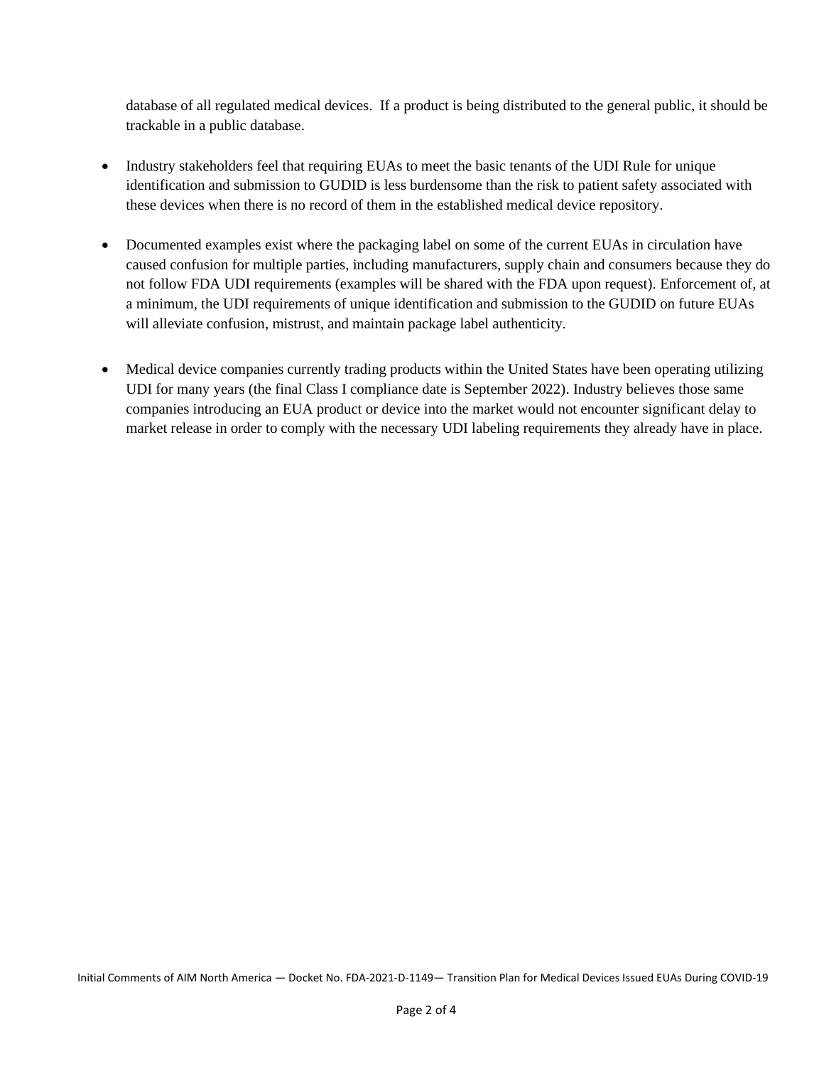database of all regulated medical devices. If a product is being distributed to the general public, it should be trackable in a public database.

- Industry stakeholders feel that requiring EUAs to meet the basic tenants of the UDI Rule for unique identification and submission to GUDID is less burdensome than the risk to patient safety associated with these devices when there is no record of them in the established medical device repository.

- Documented examples exist where the packaging label on some of the current EUAs in circulation have caused confusion for multiple parties, including manufacturers, supply chain and consumers because they do not follow FDA UDI requirements (examples will be shared with the FDA upon request). Enforcement of, at a minimum, the UDI requirements of unique identification and submission to the GUDID on future EUAs will alleviate confusion, mistrust, and maintain package label authenticity.

- Medical device companies currently trading products within the United States have been operating utilizing UDI for many years (the final Class I compliance date is September 2022). Industry believes those same companies introducing an EUA product or device into the market would not encounter significant delay to market release in order to comply with the necessary UDI labeling requirements they already have in place.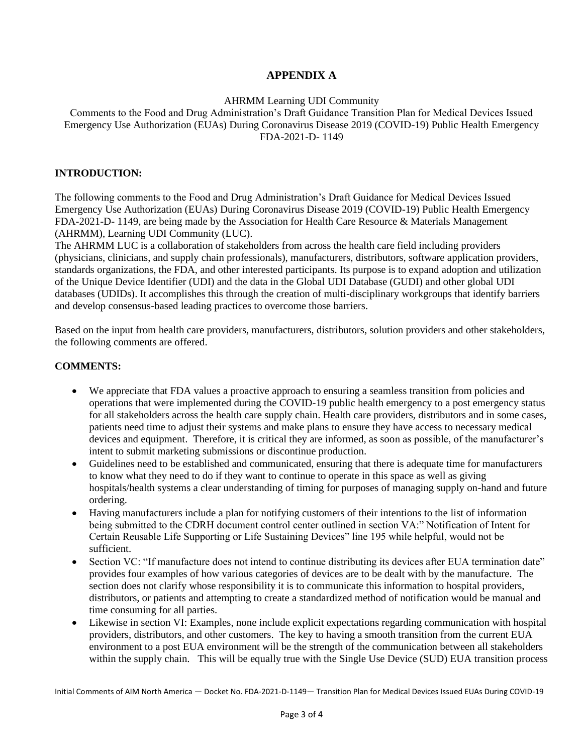# APPENDIX A

AHRMM Learning UDI Community
Comments to the Food and Drug Administration's Draft Guidance Transition Plan for Medical Devices Issued Emergency Use Authorization (EUAs) During Coronavirus Disease 2019 (COVID-19) Public Health Emergency FDA-2021-D- 1149

**INTRODUCTION:**

The following comments to the Food and Drug Administration's Draft Guidance for Medical Devices Issued Emergency Use Authorization (EUAs) During Coronavirus Disease 2019 (COVID-19) Public Health Emergency FDA-2021-D- 1149, are being made by the Association for Health Care Resource & Materials Management (AHRMM), Learning UDI Community (LUC).

The AHRMM LUC is a collaboration of stakeholders from across the health care field including providers (physicians, clinicians, and supply chain professionals), manufacturers, distributors, software application providers, standards organizations, the FDA, and other interested participants. Its purpose is to expand adoption and utilization of the Unique Device Identifier (UDI) and the data in the Global UDI Database (GUDI) and other global UDI databases (UDIDs). It accomplishes this through the creation of multi-disciplinary workgroups that identify barriers and develop consensus-based leading practices to overcome those barriers.

Based on the input from health care providers, manufacturers, distributors, solution providers and other stakeholders, the following comments are offered.

**COMMENTS:**

- We appreciate that FDA values a proactive approach to ensuring a seamless transition from policies and operations that were implemented during the COVID-19 public health emergency to a post emergency status for all stakeholders across the health care supply chain. Health care providers, distributors and in some cases, patients need time to adjust their systems and make plans to ensure they have access to necessary medical devices and equipment. Therefore, it is critical they are informed, as soon as possible, of the manufacturer's intent to submit marketing submissions or discontinue production.
- Guidelines need to be established and communicated, ensuring that there is adequate time for manufacturers to know what they need to do if they want to continue to operate in this space as well as giving hospitals/health systems a clear understanding of timing for purposes of managing supply on-hand and future ordering.
- Having manufacturers include a plan for notifying customers of their intentions to the list of information being submitted to the CDRH document control center outlined in section VA:" Notification of Intent for Certain Reusable Life Supporting or Life Sustaining Devices" line 195 while helpful, would not be sufficient.
- Section VC: "If manufacture does not intend to continue distributing its devices after EUA termination date" provides four examples of how various categories of devices are to be dealt with by the manufacture. The section does not clarify whose responsibility it is to communicate this information to hospital providers, distributors, or patients and attempting to create a standardized method of notification would be manual and time consuming for all parties.
- Likewise in section VI: Examples, none include explicit expectations regarding communication with hospital providers, distributors, and other customers. The key to having a smooth transition from the current EUA environment to a post EUA environment will be the strength of the communication between all stakeholders within the supply chain. This will be equally true with the Single Use Device (SUD) EUA transition process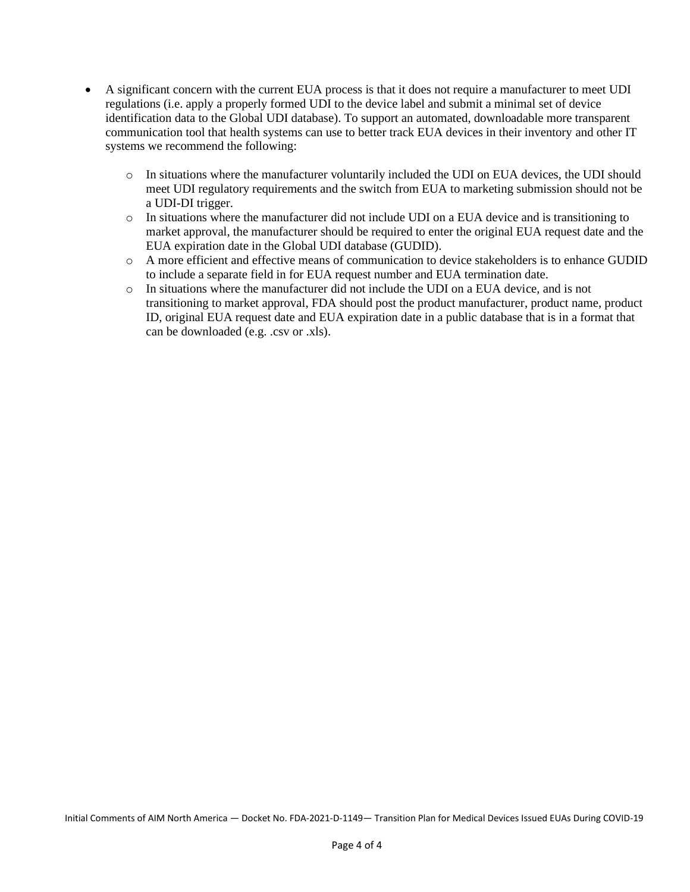- A significant concern with the current EUA process is that it does not require a manufacturer to meet UDI regulations (i.e. apply a properly formed UDI to the device label and submit a minimal set of device identification data to the Global UDI database). To support an automated, downloadable more transparent communication tool that health systems can use to better track EUA devices in their inventory and other IT systems we recommend the following:

  - In situations where the manufacturer voluntarily included the UDI on EUA devices, the UDI should meet UDI regulatory requirements and the switch from EUA to marketing submission should not be a UDI-DI trigger.
  - In situations where the manufacturer did not include UDI on a EUA device and is transitioning to market approval, the manufacturer should be required to enter the original EUA request date and the EUA expiration date in the Global UDI database (GUDID).
  - A more efficient and effective means of communication to device stakeholders is to enhance GUDID to include a separate field in for EUA request number and EUA termination date.
  - In situations where the manufacturer did not include the UDI on a EUA device, and is not transitioning to market approval, FDA should post the product manufacturer, product name, product ID, original EUA request date and EUA expiration date in a public database that is in a format that can be downloaded (e.g. .csv or .xls).